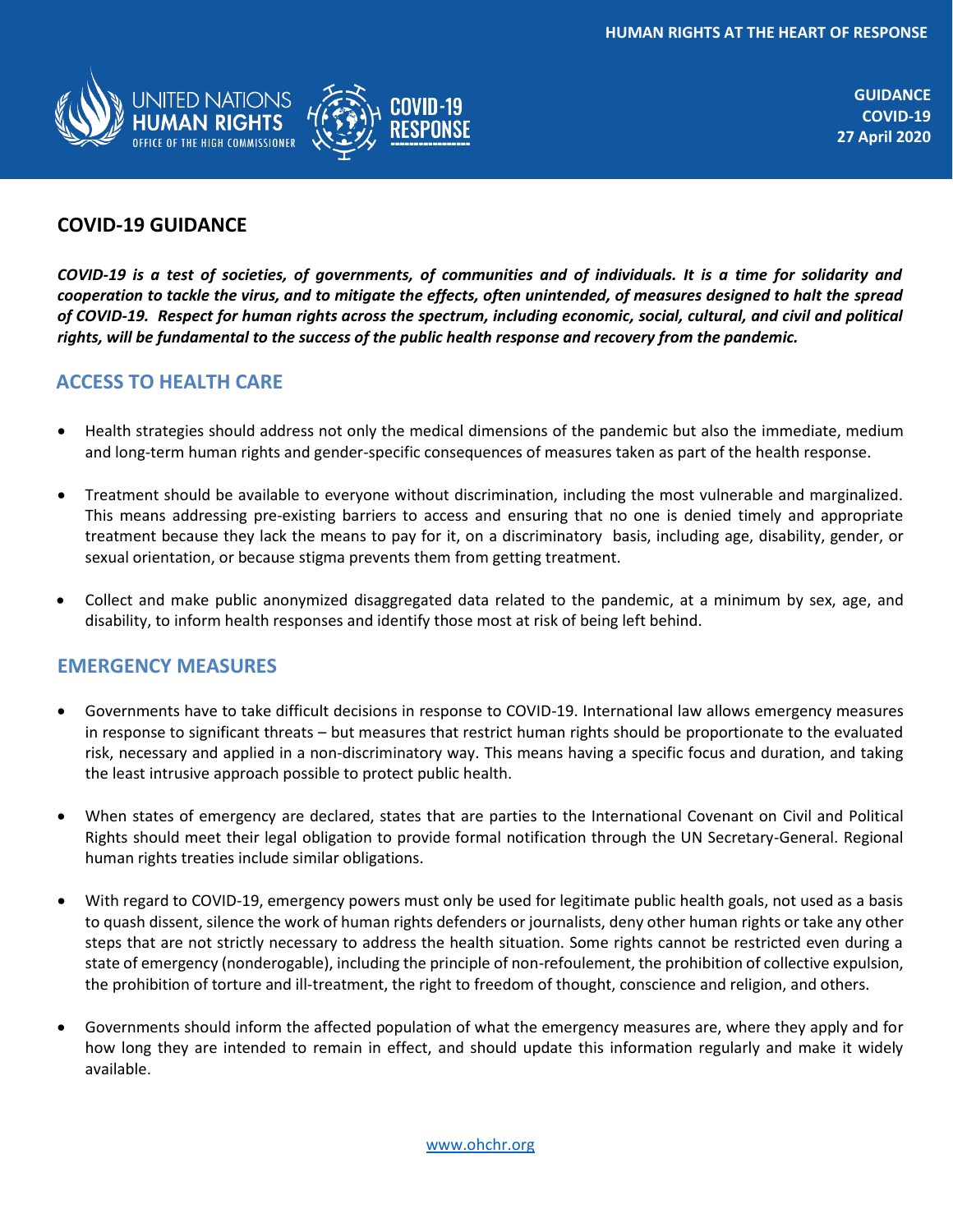HUMAN RIGHTS AT THE HEART OF RESPONSE

UNITED NATIONS HUMAN RIGHTS OFFICE OF THE HIGH COMMISSIONER

COVID-19 RESPONSE

**GUIDANCE**
**COVID-19**
**27 April 2020**

## COVID-19 GUIDANCE

***COVID-19 is a test of societies, of governments, of communities and of individuals. It is a time for solidarity and cooperation to tackle the virus, and to mitigate the effects, often unintended, of measures designed to halt the spread of COVID-19. Respect for human rights across the spectrum, including economic, social, cultural, and civil and political rights, will be fundamental to the success of the public health response and recovery from the pandemic.***

## ACCESS TO HEALTH CARE

- Health strategies should address not only the medical dimensions of the pandemic but also the immediate, medium and long-term human rights and gender-specific consequences of measures taken as part of the health response.
- Treatment should be available to everyone without discrimination, including the most vulnerable and marginalized. This means addressing pre-existing barriers to access and ensuring that no one is denied timely and appropriate treatment because they lack the means to pay for it, on a discriminatory basis, including age, disability, gender, or sexual orientation, or because stigma prevents them from getting treatment.
- Collect and make public anonymized disaggregated data related to the pandemic, at a minimum by sex, age, and disability, to inform health responses and identify those most at risk of being left behind.

## EMERGENCY MEASURES

- Governments have to take difficult decisions in response to COVID-19. International law allows emergency measures in response to significant threats – but measures that restrict human rights should be proportionate to the evaluated risk, necessary and applied in a non-discriminatory way. This means having a specific focus and duration, and taking the least intrusive approach possible to protect public health.
- When states of emergency are declared, states that are parties to the International Covenant on Civil and Political Rights should meet their legal obligation to provide formal notification through the UN Secretary-General. Regional human rights treaties include similar obligations.
- With regard to COVID-19, emergency powers must only be used for legitimate public health goals, not used as a basis to quash dissent, silence the work of human rights defenders or journalists, deny other human rights or take any other steps that are not strictly necessary to address the health situation. Some rights cannot be restricted even during a state of emergency (nonderogable), including the principle of non-refoulement, the prohibition of collective expulsion, the prohibition of torture and ill-treatment, the right to freedom of thought, conscience and religion, and others.
- Governments should inform the affected population of what the emergency measures are, where they apply and for how long they are intended to remain in effect, and should update this information regularly and make it widely available.

www.ohchr.org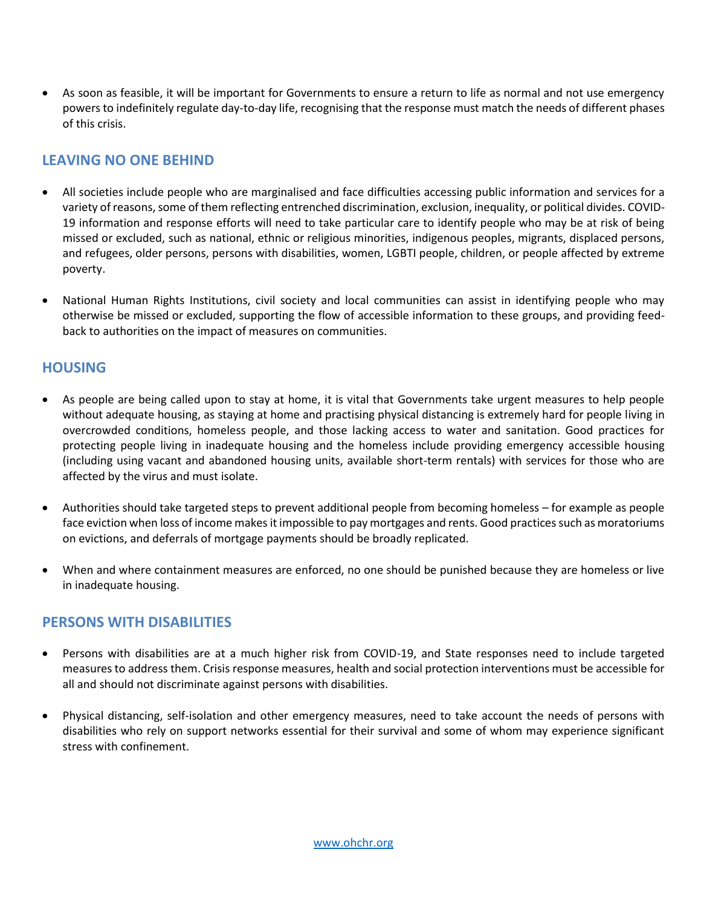- As soon as feasible, it will be important for Governments to ensure a return to life as normal and not use emergency powers to indefinitely regulate day-to-day life, recognising that the response must match the needs of different phases of this crisis.

## LEAVING NO ONE BEHIND

- All societies include people who are marginalised and face difficulties accessing public information and services for a variety of reasons, some of them reflecting entrenched discrimination, exclusion, inequality, or political divides. COVID-19 information and response efforts will need to take particular care to identify people who may be at risk of being missed or excluded, such as national, ethnic or religious minorities, indigenous peoples, migrants, displaced persons, and refugees, older persons, persons with disabilities, women, LGBTI people, children, or people affected by extreme poverty.

- National Human Rights Institutions, civil society and local communities can assist in identifying people who may otherwise be missed or excluded, supporting the flow of accessible information to these groups, and providing feed-back to authorities on the impact of measures on communities.

## HOUSING

- As people are being called upon to stay at home, it is vital that Governments take urgent measures to help people without adequate housing, as staying at home and practising physical distancing is extremely hard for people living in overcrowded conditions, homeless people, and those lacking access to water and sanitation. Good practices for protecting people living in inadequate housing and the homeless include providing emergency accessible housing (including using vacant and abandoned housing units, available short-term rentals) with services for those who are affected by the virus and must isolate.

- Authorities should take targeted steps to prevent additional people from becoming homeless – for example as people face eviction when loss of income makes it impossible to pay mortgages and rents. Good practices such as moratoriums on evictions, and deferrals of mortgage payments should be broadly replicated.

- When and where containment measures are enforced, no one should be punished because they are homeless or live in inadequate housing.

## PERSONS WITH DISABILITIES

- Persons with disabilities are at a much higher risk from COVID-19, and State responses need to include targeted measures to address them. Crisis response measures, health and social protection interventions must be accessible for all and should not discriminate against persons with disabilities.

- Physical distancing, self-isolation and other emergency measures, need to take account the needs of persons with disabilities who rely on support networks essential for their survival and some of whom may experience significant stress with confinement.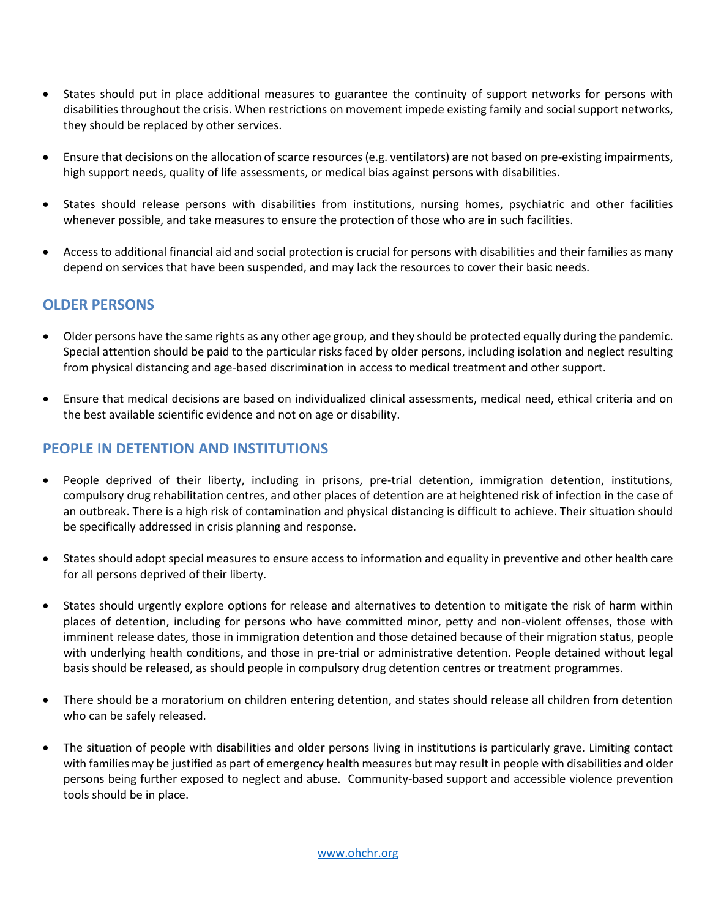- States should put in place additional measures to guarantee the continuity of support networks for persons with disabilities throughout the crisis. When restrictions on movement impede existing family and social support networks, they should be replaced by other services.

- Ensure that decisions on the allocation of scarce resources (e.g. ventilators) are not based on pre-existing impairments, high support needs, quality of life assessments, or medical bias against persons with disabilities.

- States should release persons with disabilities from institutions, nursing homes, psychiatric and other facilities whenever possible, and take measures to ensure the protection of those who are in such facilities.

- Access to additional financial aid and social protection is crucial for persons with disabilities and their families as many depend on services that have been suspended, and may lack the resources to cover their basic needs.

## OLDER PERSONS

- Older persons have the same rights as any other age group, and they should be protected equally during the pandemic. Special attention should be paid to the particular risks faced by older persons, including isolation and neglect resulting from physical distancing and age-based discrimination in access to medical treatment and other support.

- Ensure that medical decisions are based on individualized clinical assessments, medical need, ethical criteria and on the best available scientific evidence and not on age or disability.

## PEOPLE IN DETENTION AND INSTITUTIONS

- People deprived of their liberty, including in prisons, pre-trial detention, immigration detention, institutions, compulsory drug rehabilitation centres, and other places of detention are at heightened risk of infection in the case of an outbreak. There is a high risk of contamination and physical distancing is difficult to achieve. Their situation should be specifically addressed in crisis planning and response.

- States should adopt special measures to ensure access to information and equality in preventive and other health care for all persons deprived of their liberty.

- States should urgently explore options for release and alternatives to detention to mitigate the risk of harm within places of detention, including for persons who have committed minor, petty and non-violent offenses, those with imminent release dates, those in immigration detention and those detained because of their migration status, people with underlying health conditions, and those in pre-trial or administrative detention. People detained without legal basis should be released, as should people in compulsory drug detention centres or treatment programmes.

- There should be a moratorium on children entering detention, and states should release all children from detention who can be safely released.

- The situation of people with disabilities and older persons living in institutions is particularly grave. Limiting contact with families may be justified as part of emergency health measures but may result in people with disabilities and older persons being further exposed to neglect and abuse. Community-based support and accessible violence prevention tools should be in place.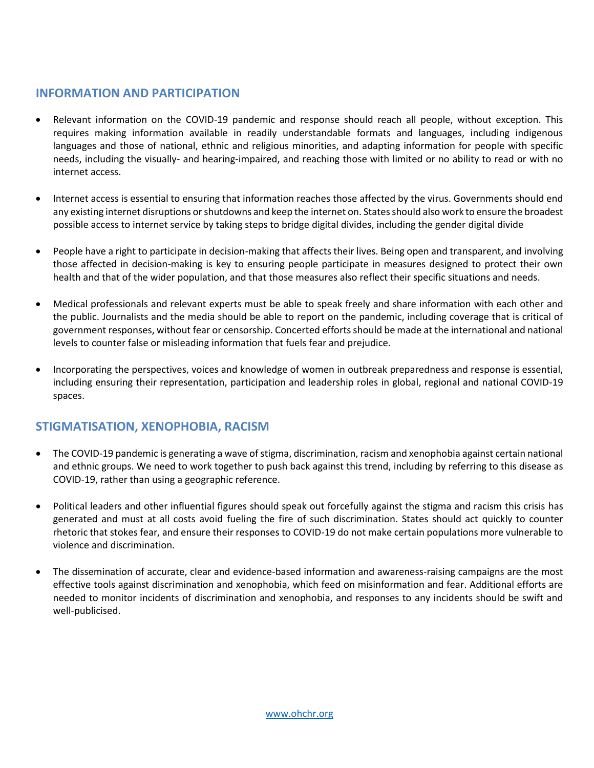## INFORMATION AND PARTICIPATION

- Relevant information on the COVID-19 pandemic and response should reach all people, without exception. This requires making information available in readily understandable formats and languages, including indigenous languages and those of national, ethnic and religious minorities, and adapting information for people with specific needs, including the visually- and hearing-impaired, and reaching those with limited or no ability to read or with no internet access.

- Internet access is essential to ensuring that information reaches those affected by the virus. Governments should end any existing internet disruptions or shutdowns and keep the internet on. States should also work to ensure the broadest possible access to internet service by taking steps to bridge digital divides, including the gender digital divide

- People have a right to participate in decision-making that affects their lives. Being open and transparent, and involving those affected in decision-making is key to ensuring people participate in measures designed to protect their own health and that of the wider population, and that those measures also reflect their specific situations and needs.

- Medical professionals and relevant experts must be able to speak freely and share information with each other and the public. Journalists and the media should be able to report on the pandemic, including coverage that is critical of government responses, without fear or censorship. Concerted efforts should be made at the international and national levels to counter false or misleading information that fuels fear and prejudice.

- Incorporating the perspectives, voices and knowledge of women in outbreak preparedness and response is essential, including ensuring their representation, participation and leadership roles in global, regional and national COVID-19 spaces.

## STIGMATISATION, XENOPHOBIA, RACISM

- The COVID-19 pandemic is generating a wave of stigma, discrimination, racism and xenophobia against certain national and ethnic groups. We need to work together to push back against this trend, including by referring to this disease as COVID-19, rather than using a geographic reference.

- Political leaders and other influential figures should speak out forcefully against the stigma and racism this crisis has generated and must at all costs avoid fueling the fire of such discrimination. States should act quickly to counter rhetoric that stokes fear, and ensure their responses to COVID-19 do not make certain populations more vulnerable to violence and discrimination.

- The dissemination of accurate, clear and evidence-based information and awareness-raising campaigns are the most effective tools against discrimination and xenophobia, which feed on misinformation and fear. Additional efforts are needed to monitor incidents of discrimination and xenophobia, and responses to any incidents should be swift and well-publicised.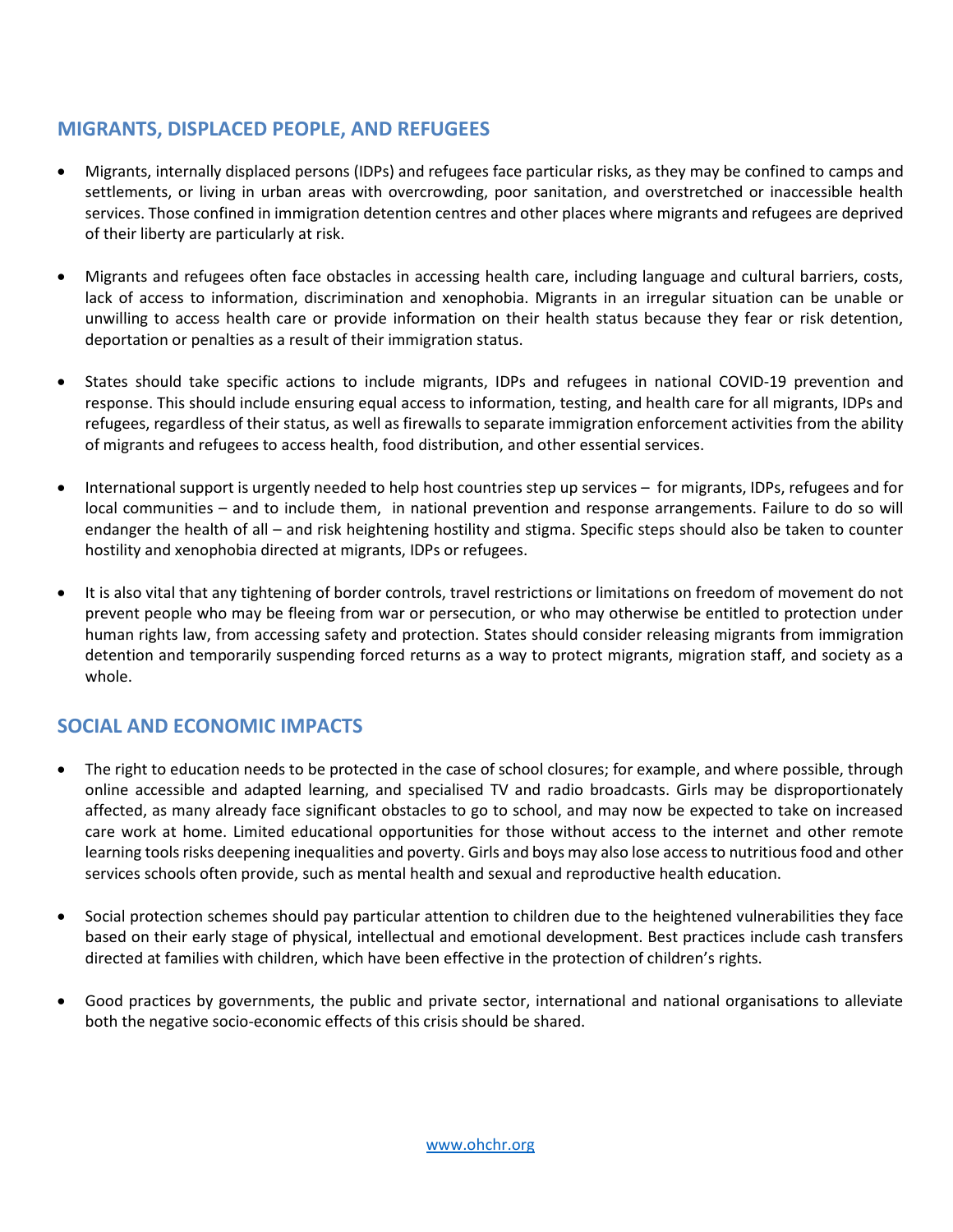## MIGRANTS, DISPLACED PEOPLE, AND REFUGEES

- Migrants, internally displaced persons (IDPs) and refugees face particular risks, as they may be confined to camps and settlements, or living in urban areas with overcrowding, poor sanitation, and overstretched or inaccessible health services. Those confined in immigration detention centres and other places where migrants and refugees are deprived of their liberty are particularly at risk.

- Migrants and refugees often face obstacles in accessing health care, including language and cultural barriers, costs, lack of access to information, discrimination and xenophobia. Migrants in an irregular situation can be unable or unwilling to access health care or provide information on their health status because they fear or risk detention, deportation or penalties as a result of their immigration status.

- States should take specific actions to include migrants, IDPs and refugees in national COVID-19 prevention and response. This should include ensuring equal access to information, testing, and health care for all migrants, IDPs and refugees, regardless of their status, as well as firewalls to separate immigration enforcement activities from the ability of migrants and refugees to access health, food distribution, and other essential services.

- International support is urgently needed to help host countries step up services – for migrants, IDPs, refugees and for local communities – and to include them, in national prevention and response arrangements. Failure to do so will endanger the health of all – and risk heightening hostility and stigma. Specific steps should also be taken to counter hostility and xenophobia directed at migrants, IDPs or refugees.

- It is also vital that any tightening of border controls, travel restrictions or limitations on freedom of movement do not prevent people who may be fleeing from war or persecution, or who may otherwise be entitled to protection under human rights law, from accessing safety and protection. States should consider releasing migrants from immigration detention and temporarily suspending forced returns as a way to protect migrants, migration staff, and society as a whole.

## SOCIAL AND ECONOMIC IMPACTS

- The right to education needs to be protected in the case of school closures; for example, and where possible, through online accessible and adapted learning, and specialised TV and radio broadcasts. Girls may be disproportionately affected, as many already face significant obstacles to go to school, and may now be expected to take on increased care work at home. Limited educational opportunities for those without access to the internet and other remote learning tools risks deepening inequalities and poverty. Girls and boys may also lose access to nutritious food and other services schools often provide, such as mental health and sexual and reproductive health education.

- Social protection schemes should pay particular attention to children due to the heightened vulnerabilities they face based on their early stage of physical, intellectual and emotional development. Best practices include cash transfers directed at families with children, which have been effective in the protection of children's rights.

- Good practices by governments, the public and private sector, international and national organisations to alleviate both the negative socio-economic effects of this crisis should be shared.

www.ohchr.org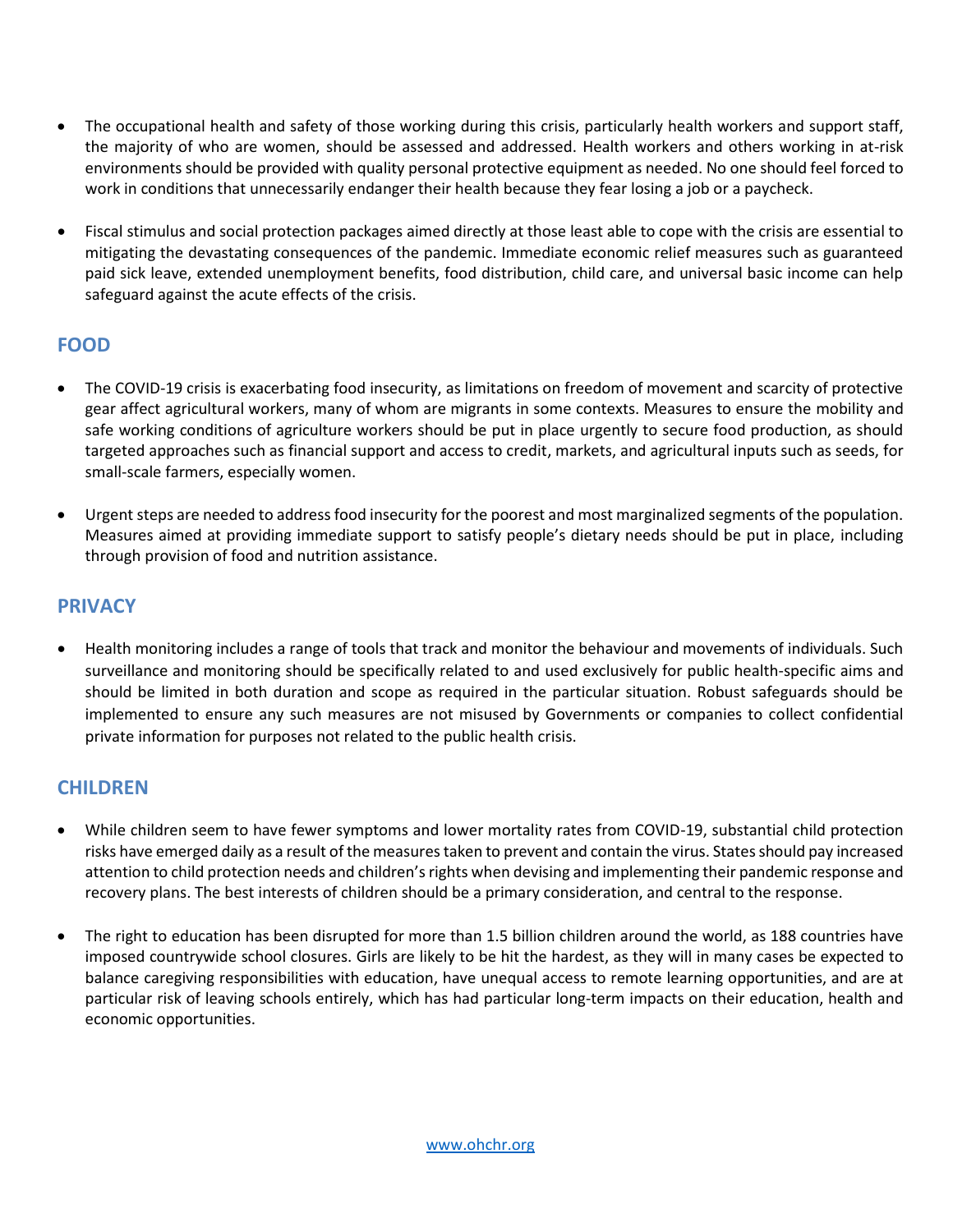- The occupational health and safety of those working during this crisis, particularly health workers and support staff, the majority of who are women, should be assessed and addressed. Health workers and others working in at-risk environments should be provided with quality personal protective equipment as needed. No one should feel forced to work in conditions that unnecessarily endanger their health because they fear losing a job or a paycheck.

- Fiscal stimulus and social protection packages aimed directly at those least able to cope with the crisis are essential to mitigating the devastating consequences of the pandemic. Immediate economic relief measures such as guaranteed paid sick leave, extended unemployment benefits, food distribution, child care, and universal basic income can help safeguard against the acute effects of the crisis.

## FOOD

- The COVID-19 crisis is exacerbating food insecurity, as limitations on freedom of movement and scarcity of protective gear affect agricultural workers, many of whom are migrants in some contexts. Measures to ensure the mobility and safe working conditions of agriculture workers should be put in place urgently to secure food production, as should targeted approaches such as financial support and access to credit, markets, and agricultural inputs such as seeds, for small-scale farmers, especially women.

- Urgent steps are needed to address food insecurity for the poorest and most marginalized segments of the population. Measures aimed at providing immediate support to satisfy people's dietary needs should be put in place, including through provision of food and nutrition assistance.

## PRIVACY

- Health monitoring includes a range of tools that track and monitor the behaviour and movements of individuals. Such surveillance and monitoring should be specifically related to and used exclusively for public health-specific aims and should be limited in both duration and scope as required in the particular situation. Robust safeguards should be implemented to ensure any such measures are not misused by Governments or companies to collect confidential private information for purposes not related to the public health crisis.

## CHILDREN

- While children seem to have fewer symptoms and lower mortality rates from COVID-19, substantial child protection risks have emerged daily as a result of the measures taken to prevent and contain the virus. States should pay increased attention to child protection needs and children's rights when devising and implementing their pandemic response and recovery plans. The best interests of children should be a primary consideration, and central to the response.

- The right to education has been disrupted for more than 1.5 billion children around the world, as 188 countries have imposed countrywide school closures. Girls are likely to be hit the hardest, as they will in many cases be expected to balance caregiving responsibilities with education, have unequal access to remote learning opportunities, and are at particular risk of leaving schools entirely, which has had particular long-term impacts on their education, health and economic opportunities.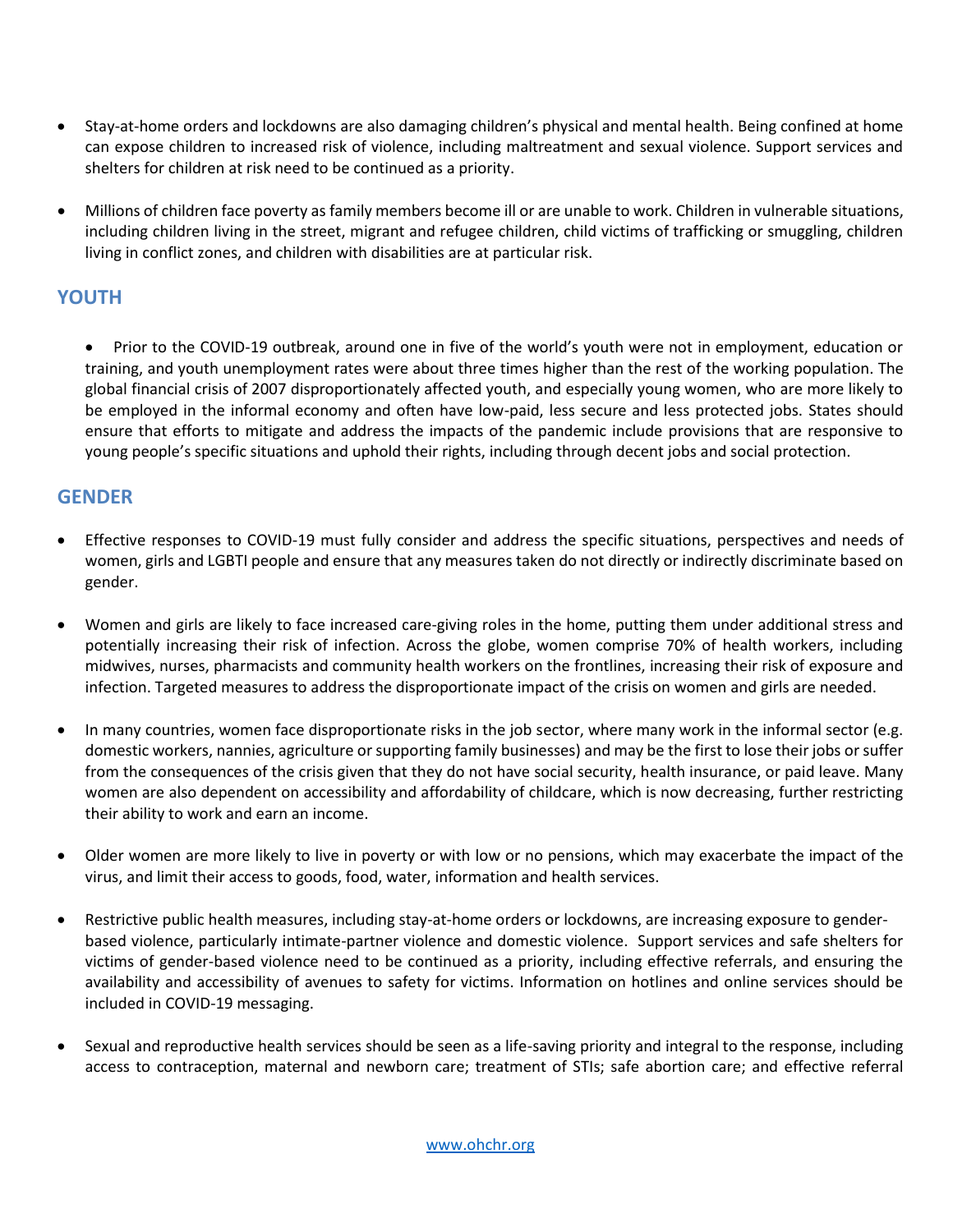- Stay-at-home orders and lockdowns are also damaging children's physical and mental health. Being confined at home can expose children to increased risk of violence, including maltreatment and sexual violence. Support services and shelters for children at risk need to be continued as a priority.

- Millions of children face poverty as family members become ill or are unable to work. Children in vulnerable situations, including children living in the street, migrant and refugee children, child victims of trafficking or smuggling, children living in conflict zones, and children with disabilities are at particular risk.

## YOUTH

- Prior to the COVID-19 outbreak, around one in five of the world's youth were not in employment, education or training, and youth unemployment rates were about three times higher than the rest of the working population. The global financial crisis of 2007 disproportionately affected youth, and especially young women, who are more likely to be employed in the informal economy and often have low-paid, less secure and less protected jobs. States should ensure that efforts to mitigate and address the impacts of the pandemic include provisions that are responsive to young people's specific situations and uphold their rights, including through decent jobs and social protection.

## GENDER

- Effective responses to COVID-19 must fully consider and address the specific situations, perspectives and needs of women, girls and LGBTI people and ensure that any measures taken do not directly or indirectly discriminate based on gender.

- Women and girls are likely to face increased care-giving roles in the home, putting them under additional stress and potentially increasing their risk of infection. Across the globe, women comprise 70% of health workers, including midwives, nurses, pharmacists and community health workers on the frontlines, increasing their risk of exposure and infection. Targeted measures to address the disproportionate impact of the crisis on women and girls are needed.

- In many countries, women face disproportionate risks in the job sector, where many work in the informal sector (e.g. domestic workers, nannies, agriculture or supporting family businesses) and may be the first to lose their jobs or suffer from the consequences of the crisis given that they do not have social security, health insurance, or paid leave. Many women are also dependent on accessibility and affordability of childcare, which is now decreasing, further restricting their ability to work and earn an income.

- Older women are more likely to live in poverty or with low or no pensions, which may exacerbate the impact of the virus, and limit their access to goods, food, water, information and health services.

- Restrictive public health measures, including stay-at-home orders or lockdowns, are increasing exposure to gender-based violence, particularly intimate-partner violence and domestic violence. Support services and safe shelters for victims of gender-based violence need to be continued as a priority, including effective referrals, and ensuring the availability and accessibility of avenues to safety for victims. Information on hotlines and online services should be included in COVID-19 messaging.

- Sexual and reproductive health services should be seen as a life-saving priority and integral to the response, including access to contraception, maternal and newborn care; treatment of STIs; safe abortion care; and effective referral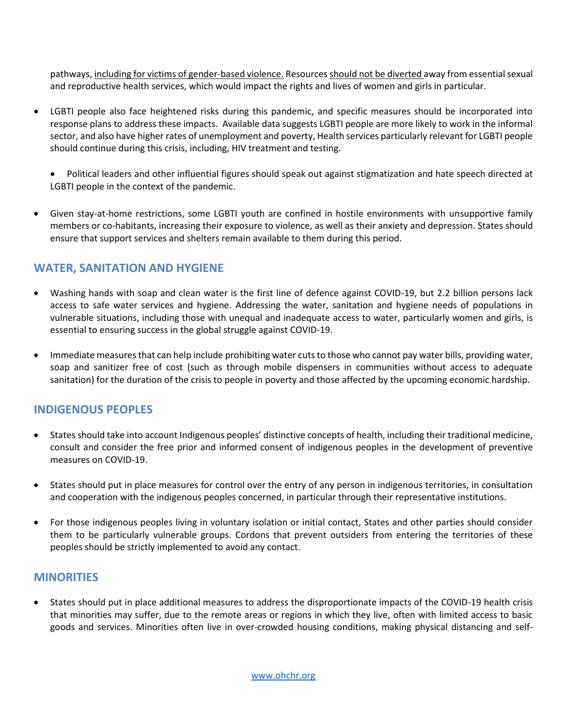pathways, <u>including for victims of gender-based violence.</u> Resources <u>should not be diverted</u> away from essential sexual and reproductive health services, which would impact the rights and lives of women and girls in particular.

- LGBTI people also face heightened risks during this pandemic, and specific measures should be incorporated into response plans to address these impacts. Available data suggests LGBTI people are more likely to work in the informal sector, and also have higher rates of unemployment and poverty, Health services particularly relevant for LGBTI people should continue during this crisis, including, HIV treatment and testing.

  - Political leaders and other influential figures should speak out against stigmatization and hate speech directed at LGBTI people in the context of the pandemic.

- Given stay-at-home restrictions, some LGBTI youth are confined in hostile environments with unsupportive family members or co-habitants, increasing their exposure to violence, as well as their anxiety and depression. States should ensure that support services and shelters remain available to them during this period.

## WATER, SANITATION AND HYGIENE

- Washing hands with soap and clean water is the first line of defence against COVID-19, but 2.2 billion persons lack access to safe water services and hygiene. Addressing the water, sanitation and hygiene needs of populations in vulnerable situations, including those with unequal and inadequate access to water, particularly women and girls, is essential to ensuring success in the global struggle against COVID-19.

- Immediate measures that can help include prohibiting water cuts to those who cannot pay water bills, providing water, soap and sanitizer free of cost (such as through mobile dispensers in communities without access to adequate sanitation) for the duration of the crisis to people in poverty and those affected by the upcoming economic hardship.

## INDIGENOUS PEOPLES

- States should take into account Indigenous peoples' distinctive concepts of health, including their traditional medicine, consult and consider the free prior and informed consent of indigenous peoples in the development of preventive measures on COVID-19.

- States should put in place measures for control over the entry of any person in indigenous territories, in consultation and cooperation with the indigenous peoples concerned, in particular through their representative institutions.

- For those indigenous peoples living in voluntary isolation or initial contact, States and other parties should consider them to be particularly vulnerable groups. Cordons that prevent outsiders from entering the territories of these peoples should be strictly implemented to avoid any contact.

## MINORITIES

- States should put in place additional measures to address the disproportionate impacts of the COVID-19 health crisis that minorities may suffer, due to the remote areas or regions in which they live, often with limited access to basic goods and services. Minorities often live in over-crowded housing conditions, making physical distancing and self-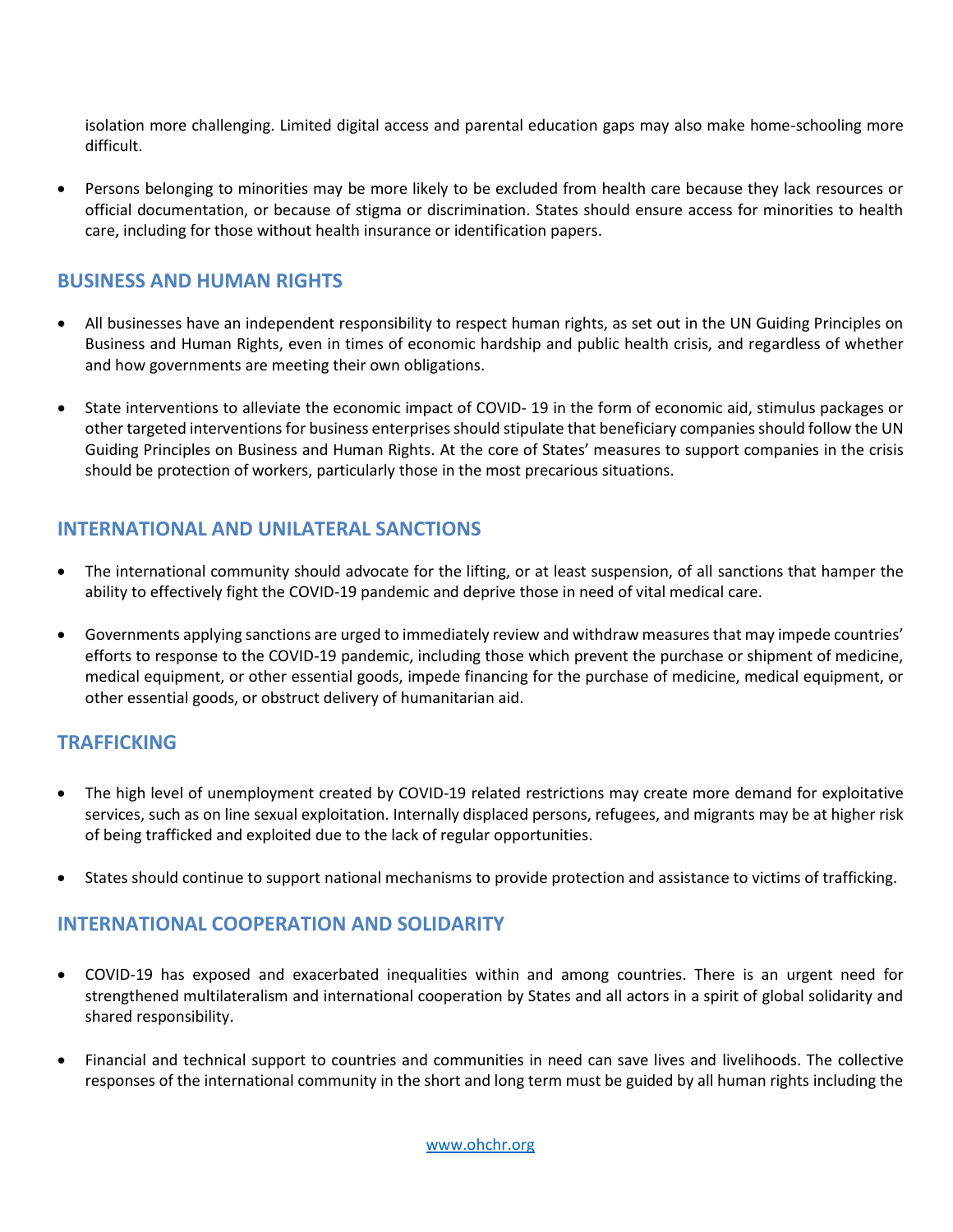isolation more challenging. Limited digital access and parental education gaps may also make home-schooling more difficult.

- Persons belonging to minorities may be more likely to be excluded from health care because they lack resources or official documentation, or because of stigma or discrimination. States should ensure access for minorities to health care, including for those without health insurance or identification papers.

## BUSINESS AND HUMAN RIGHTS

- All businesses have an independent responsibility to respect human rights, as set out in the UN Guiding Principles on Business and Human Rights, even in times of economic hardship and public health crisis, and regardless of whether and how governments are meeting their own obligations.

- State interventions to alleviate the economic impact of COVID- 19 in the form of economic aid, stimulus packages or other targeted interventions for business enterprises should stipulate that beneficiary companies should follow the UN Guiding Principles on Business and Human Rights. At the core of States' measures to support companies in the crisis should be protection of workers, particularly those in the most precarious situations.

## INTERNATIONAL AND UNILATERAL SANCTIONS

- The international community should advocate for the lifting, or at least suspension, of all sanctions that hamper the ability to effectively fight the COVID-19 pandemic and deprive those in need of vital medical care.

- Governments applying sanctions are urged to immediately review and withdraw measures that may impede countries' efforts to response to the COVID-19 pandemic, including those which prevent the purchase or shipment of medicine, medical equipment, or other essential goods, impede financing for the purchase of medicine, medical equipment, or other essential goods, or obstruct delivery of humanitarian aid.

## TRAFFICKING

- The high level of unemployment created by COVID-19 related restrictions may create more demand for exploitative services, such as on line sexual exploitation. Internally displaced persons, refugees, and migrants may be at higher risk of being trafficked and exploited due to the lack of regular opportunities.

- States should continue to support national mechanisms to provide protection and assistance to victims of trafficking.

## INTERNATIONAL COOPERATION AND SOLIDARITY

- COVID-19 has exposed and exacerbated inequalities within and among countries. There is an urgent need for strengthened multilateralism and international cooperation by States and all actors in a spirit of global solidarity and shared responsibility.

- Financial and technical support to countries and communities in need can save lives and livelihoods. The collective responses of the international community in the short and long term must be guided by all human rights including the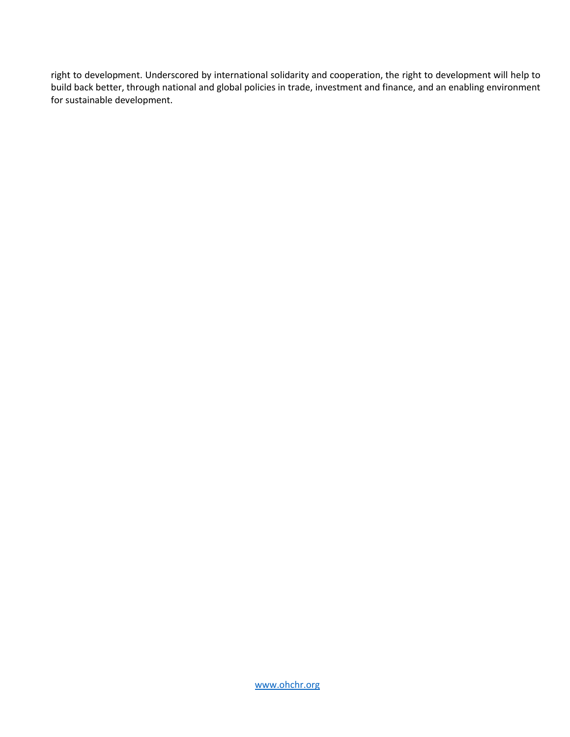right to development. Underscored by international solidarity and cooperation, the right to development will help to build back better, through national and global policies in trade, investment and finance, and an enabling environment for sustainable development.

[www.ohchr.org](http://www.ohchr.org)